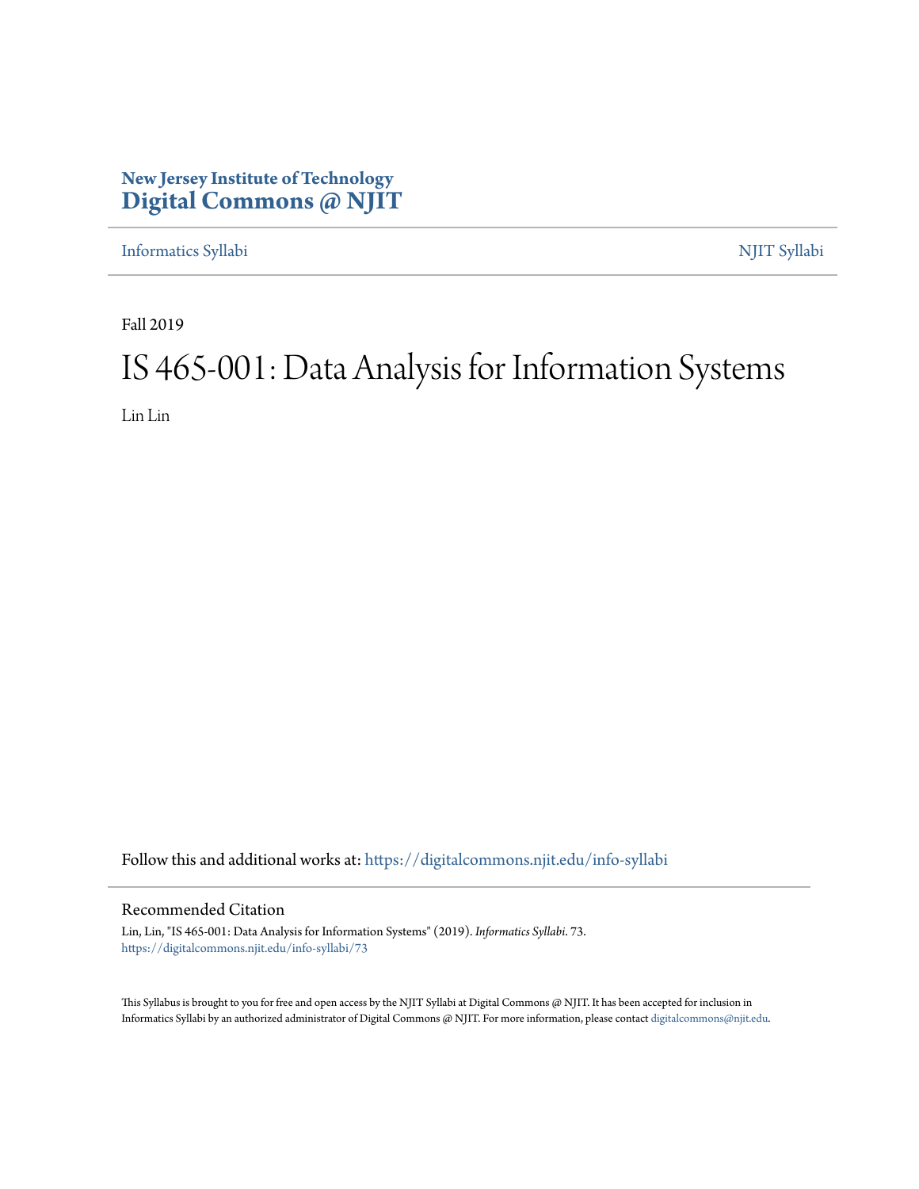**New Jersey Institute of Technology**
**Digital Commons @ NJIT**

Informatics Syllabi | NJIT Syllabi

Fall 2019

# IS 465-001: Data Analysis for Information Systems

Lin Lin

Follow this and additional works at: https://digitalcommons.njit.edu/info-syllabi

## Recommended Citation

Lin, Lin, "IS 465-001: Data Analysis for Information Systems" (2019). *Informatics Syllabi*. 73.
https://digitalcommons.njit.edu/info-syllabi/73

This Syllabus is brought to you for free and open access by the NJIT Syllabi at Digital Commons @ NJIT. It has been accepted for inclusion in Informatics Syllabi by an authorized administrator of Digital Commons @ NJIT. For more information, please contact digitalcommons@njit.edu.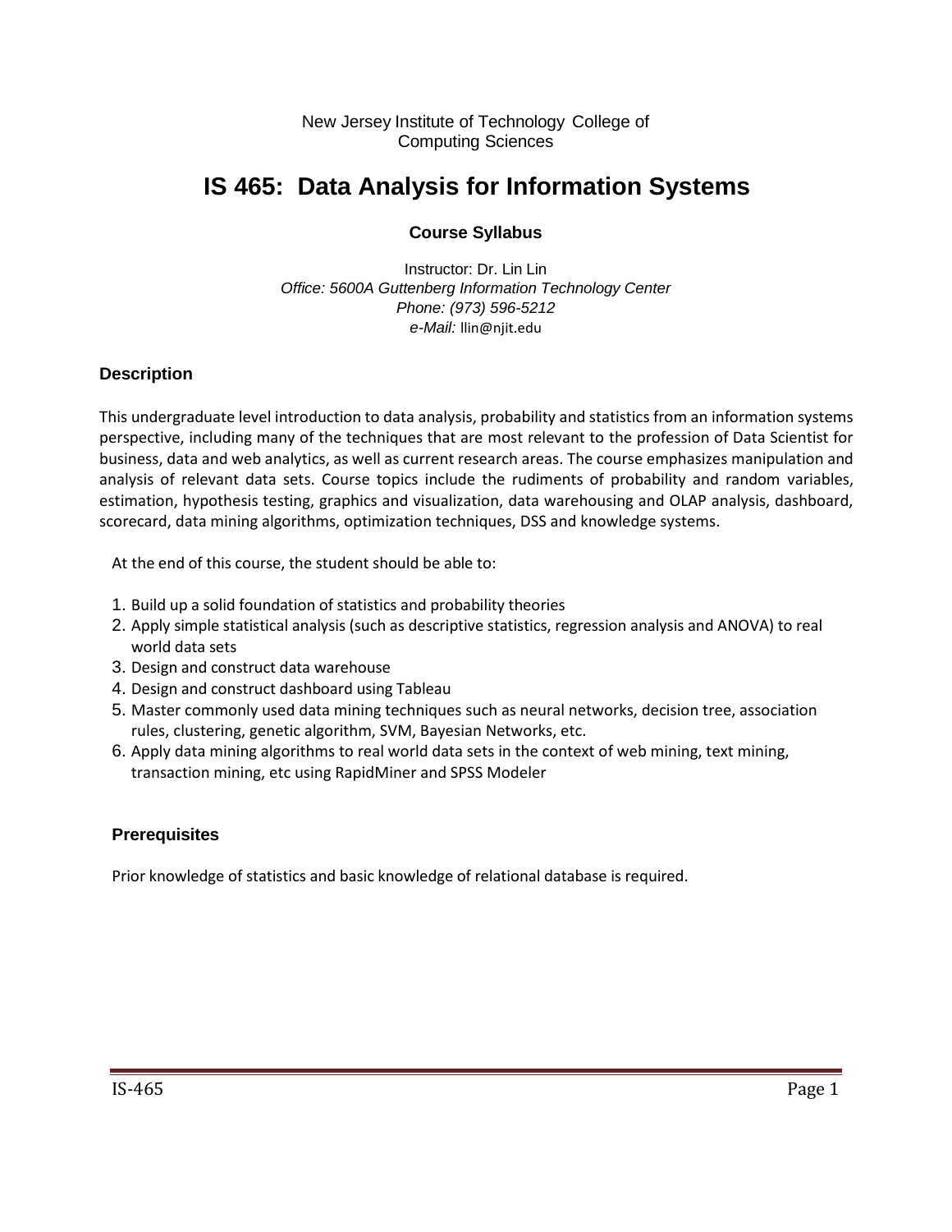New Jersey Institute of Technology College of Computing Sciences

# IS 465: Data Analysis for Information Systems

### Course Syllabus

Instructor: Dr. Lin Lin
*Office: 5600A Guttenberg Information Technology Center*
*Phone: (973) 596-5212*
*e-Mail:* llin@njit.edu

## Description

This undergraduate level introduction to data analysis, probability and statistics from an information systems perspective, including many of the techniques that are most relevant to the profession of Data Scientist for business, data and web analytics, as well as current research areas. The course emphasizes manipulation and analysis of relevant data sets. Course topics include the rudiments of probability and random variables, estimation, hypothesis testing, graphics and visualization, data warehousing and OLAP analysis, dashboard, scorecard, data mining algorithms, optimization techniques, DSS and knowledge systems.

At the end of this course, the student should be able to:

1. Build up a solid foundation of statistics and probability theories
2. Apply simple statistical analysis (such as descriptive statistics, regression analysis and ANOVA) to real world data sets
3. Design and construct data warehouse
4. Design and construct dashboard using Tableau
5. Master commonly used data mining techniques such as neural networks, decision tree, association rules, clustering, genetic algorithm, SVM, Bayesian Networks, etc.
6. Apply data mining algorithms to real world data sets in the context of web mining, text mining, transaction mining, etc using RapidMiner and SPSS Modeler

## Prerequisites

Prior knowledge of statistics and basic knowledge of relational database is required.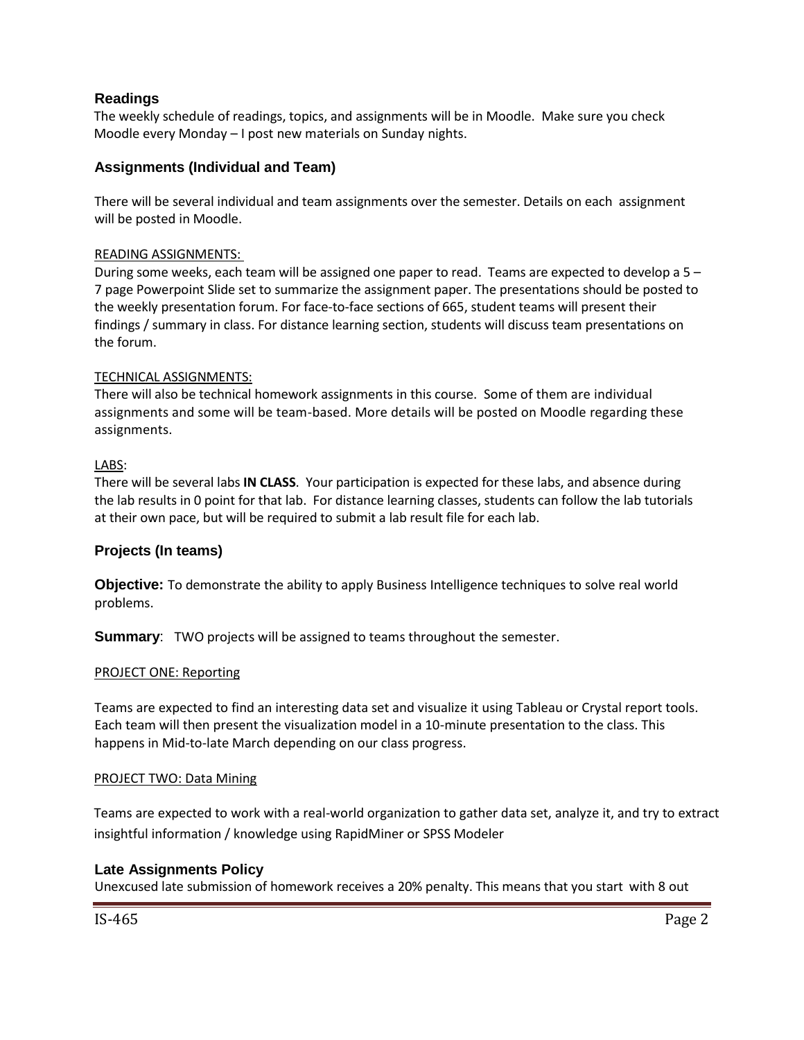## Readings

The weekly schedule of readings, topics, and assignments will be in Moodle. Make sure you check Moodle every Monday – I post new materials on Sunday nights.

## Assignments (Individual and Team)

There will be several individual and team assignments over the semester. Details on each assignment will be posted in Moodle.

READING ASSIGNMENTS:

During some weeks, each team will be assigned one paper to read. Teams are expected to develop a 5 – 7 page Powerpoint Slide set to summarize the assignment paper. The presentations should be posted to the weekly presentation forum. For face-to-face sections of 665, student teams will present their findings / summary in class. For distance learning section, students will discuss team presentations on the forum.

TECHNICAL ASSIGNMENTS:

There will also be technical homework assignments in this course. Some of them are individual assignments and some will be team-based. More details will be posted on Moodle regarding these assignments.

LABS:

There will be several labs **IN CLASS**. Your participation is expected for these labs, and absence during the lab results in 0 point for that lab. For distance learning classes, students can follow the lab tutorials at their own pace, but will be required to submit a lab result file for each lab.

## Projects (In teams)

**Objective:** To demonstrate the ability to apply Business Intelligence techniques to solve real world problems.

**Summary**: TWO projects will be assigned to teams throughout the semester.

PROJECT ONE: Reporting

Teams are expected to find an interesting data set and visualize it using Tableau or Crystal report tools. Each team will then present the visualization model in a 10-minute presentation to the class. This happens in Mid-to-late March depending on our class progress.

PROJECT TWO: Data Mining

Teams are expected to work with a real-world organization to gather data set, analyze it, and try to extract insightful information / knowledge using RapidMiner or SPSS Modeler

## Late Assignments Policy

Unexcused late submission of homework receives a 20% penalty. This means that you start with 8 out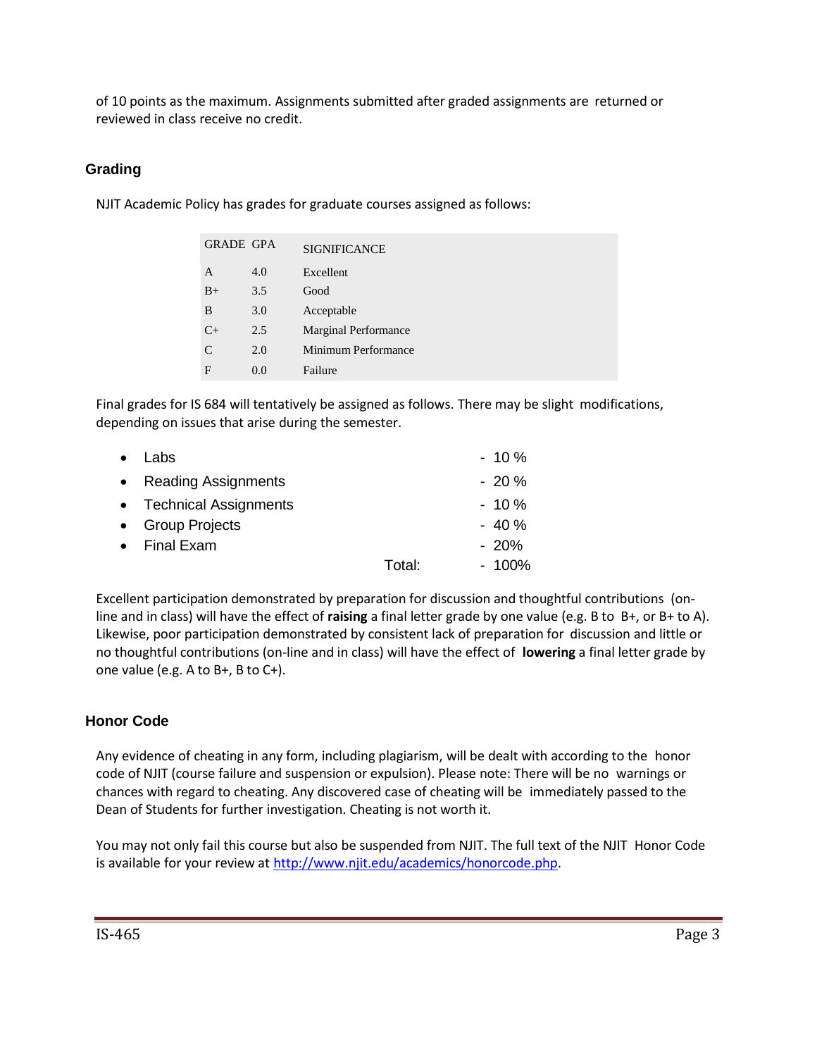of 10 points as the maximum. Assignments submitted after graded assignments are returned or reviewed in class receive no credit.

## Grading

NJIT Academic Policy has grades for graduate courses assigned as follows:

| GRADE | GPA | SIGNIFICANCE |
|---|---|---|
| A | 4.0 | Excellent |
| B+ | 3.5 | Good |
| B | 3.0 | Acceptable |
| C+ | 2.5 | Marginal Performance |
| C | 2.0 | Minimum Performance |
| F | 0.0 | Failure |

Final grades for IS 684 will tentatively be assigned as follows. There may be slight modifications, depending on issues that arise during the semester.

- Labs - 10 %
- Reading Assignments - 20 %
- Technical Assignments - 10 %
- Group Projects - 40 %
- Final Exam - 20%

Total: - 100%

Excellent participation demonstrated by preparation for discussion and thoughtful contributions (on-line and in class) will have the effect of **raising** a final letter grade by one value (e.g. B to B+, or B+ to A). Likewise, poor participation demonstrated by consistent lack of preparation for discussion and little or no thoughtful contributions (on-line and in class) will have the effect of **lowering** a final letter grade by one value (e.g. A to B+, B to C+).

## Honor Code

Any evidence of cheating in any form, including plagiarism, will be dealt with according to the honor code of NJIT (course failure and suspension or expulsion). Please note: There will be no warnings or chances with regard to cheating. Any discovered case of cheating will be immediately passed to the Dean of Students for further investigation. Cheating is not worth it.

You may not only fail this course but also be suspended from NJIT. The full text of the NJIT Honor Code is available for your review at http://www.njit.edu/academics/honorcode.php.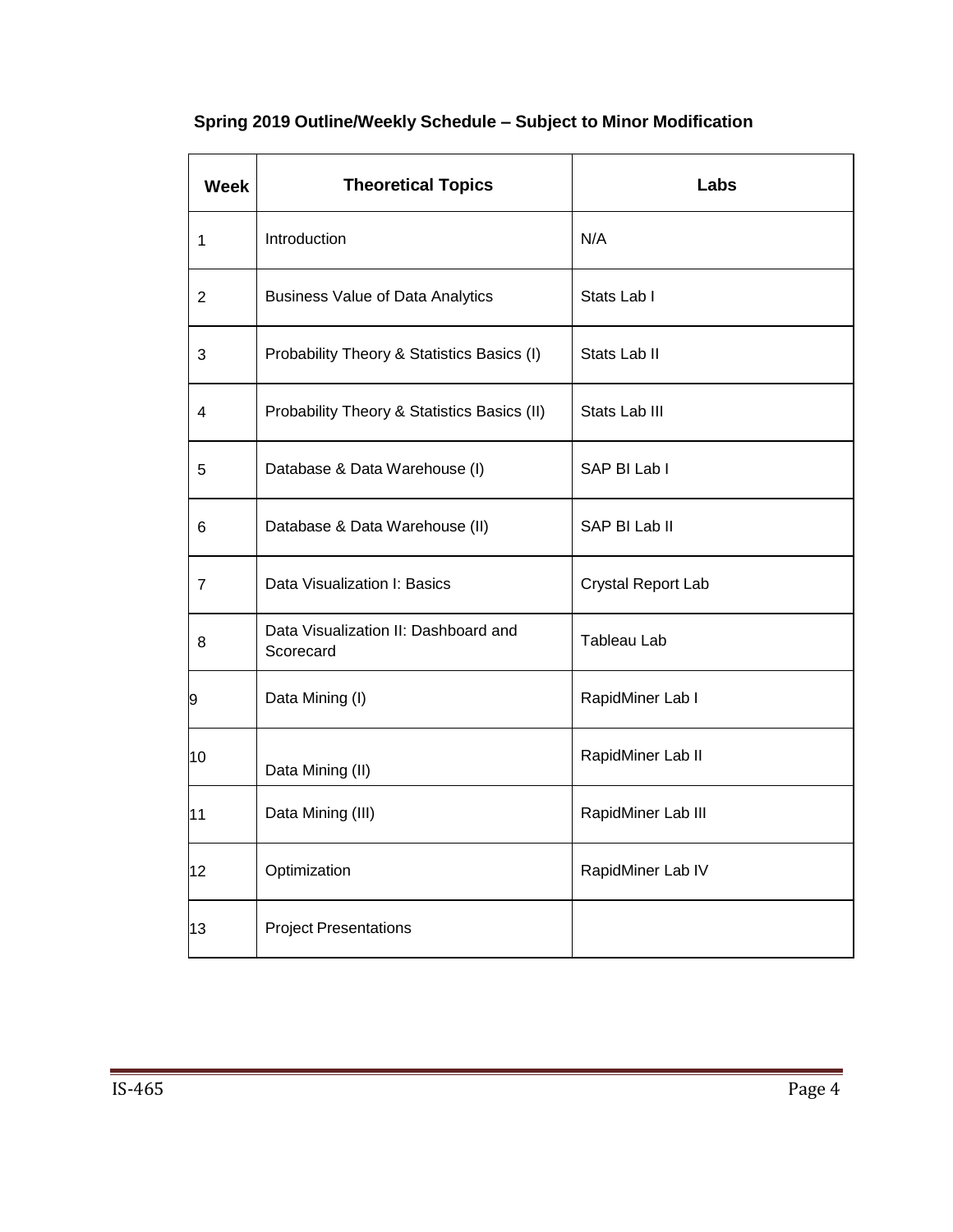**Spring 2019 Outline/Weekly Schedule – Subject to Minor Modification**

| Week | Theoretical Topics | Labs |
|---|---|---|
| 1 | Introduction | N/A |
| 2 | Business Value of Data Analytics | Stats Lab I |
| 3 | Probability Theory & Statistics Basics (I) | Stats Lab II |
| 4 | Probability Theory & Statistics Basics (II) | Stats Lab III |
| 5 | Database & Data Warehouse (I) | SAP BI Lab I |
| 6 | Database & Data Warehouse (II) | SAP BI Lab II |
| 7 | Data Visualization I: Basics | Crystal Report Lab |
| 8 | Data Visualization II: Dashboard and Scorecard | Tableau Lab |
| 9 | Data Mining (I) | RapidMiner Lab I |
| 10 | Data Mining (II) | RapidMiner Lab II |
| 11 | Data Mining (III) | RapidMiner Lab III |
| 12 | Optimization | RapidMiner Lab IV |
| 13 | Project Presentations | |